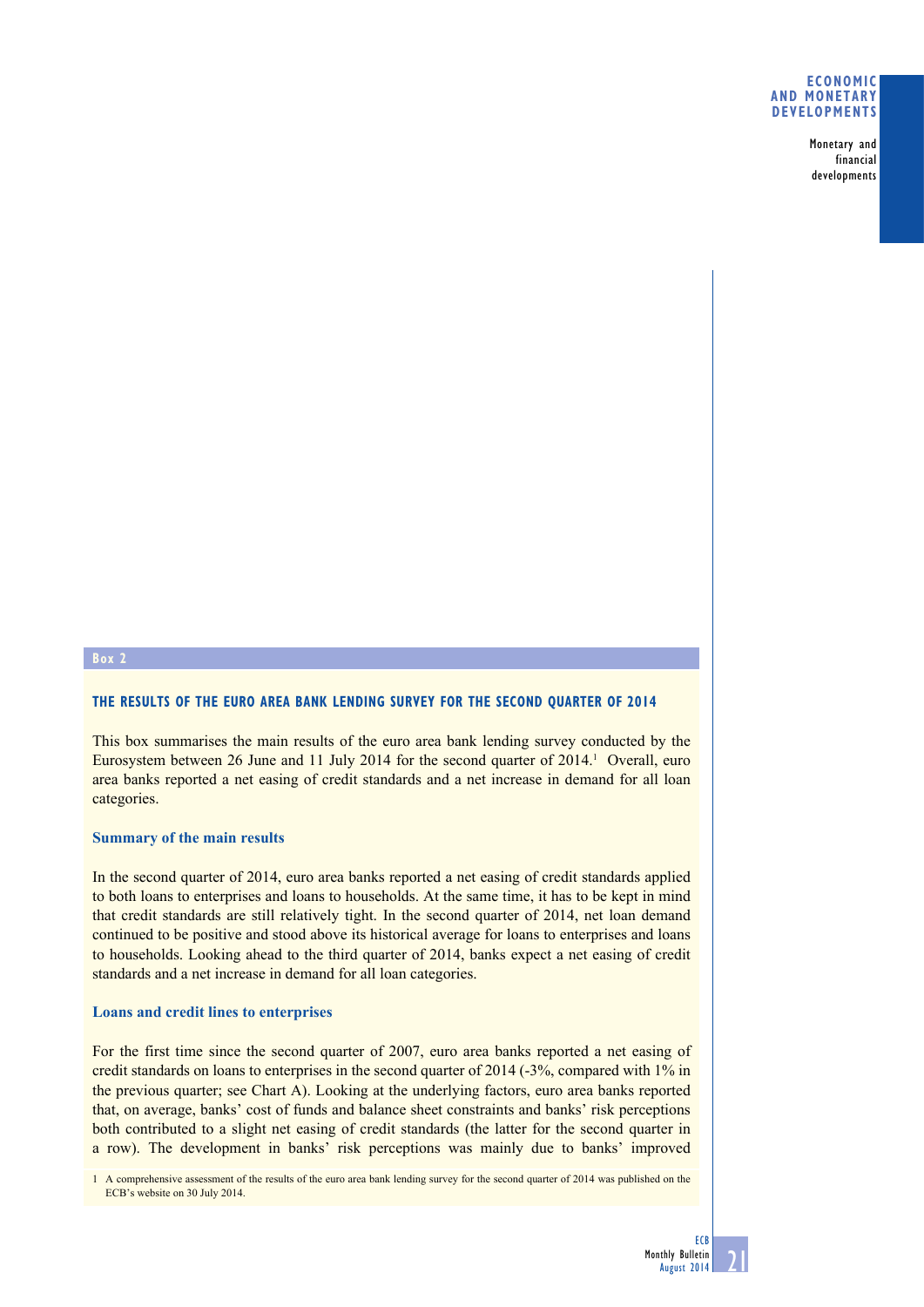## Box 2

### THE RESULTS OF THE EURO AREA BANK LENDING SURVEY FOR THE SECOND QUARTER OF 2014

This box summarises the main results of the euro area bank lending survey conducted by the Eurosystem between 26 June and 11 July 2014 for the second quarter of 2014.[1] Overall, euro area banks reported a net easing of credit standards and a net increase in demand for all loan categories.

#### Summary of the main results

In the second quarter of 2014, euro area banks reported a net easing of credit standards applied to both loans to enterprises and loans to households. At the same time, it has to be kept in mind that credit standards are still relatively tight. In the second quarter of 2014, net loan demand continued to be positive and stood above its historical average for loans to enterprises and loans to households. Looking ahead to the third quarter of 2014, banks expect a net easing of credit standards and a net increase in demand for all loan categories.

#### Loans and credit lines to enterprises

For the first time since the second quarter of 2007, euro area banks reported a net easing of credit standards on loans to enterprises in the second quarter of 2014 (-3%, compared with 1% in the previous quarter; see Chart A). Looking at the underlying factors, euro area banks reported that, on average, banks' cost of funds and balance sheet constraints and banks' risk perceptions both contributed to a slight net easing of credit standards (the latter for the second quarter in a row). The development in banks' risk perceptions was mainly due to banks' improved

1 A comprehensive assessment of the results of the euro area bank lending survey for the second quarter of 2014 was published on the ECB's website on 30 July 2014.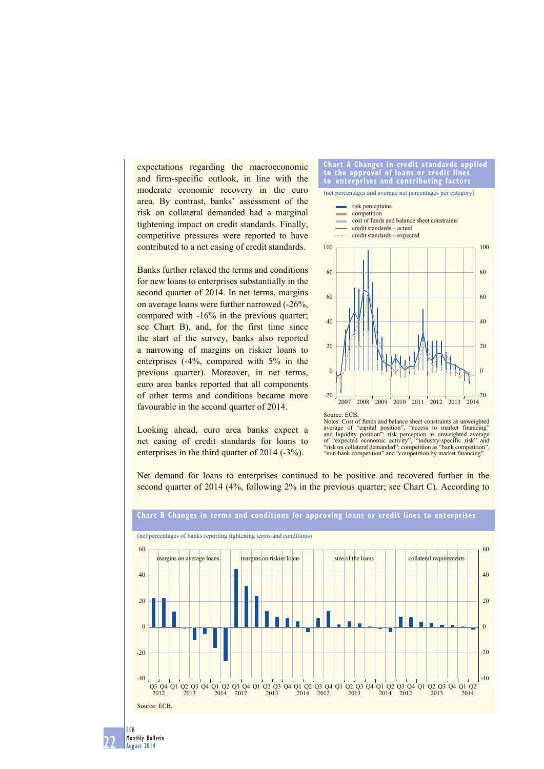expectations regarding the macroeconomic and firm-specific outlook, in line with the moderate economic recovery in the euro area. By contrast, banks' assessment of the risk on collateral demanded had a marginal tightening impact on credit standards. Finally, competitive pressures were reported to have contributed to a net easing of credit standards.

Banks further relaxed the terms and conditions for new loans to enterprises substantially in the second quarter of 2014. In net terms, margins on average loans were further narrowed (-26%, compared with -16% in the previous quarter; see Chart B), and, for the first time since the start of the survey, banks also reported a narrowing of margins on riskier loans to enterprises (-4%, compared with 5% in the previous quarter). Moreover, in net terms, euro area banks reported that all components of other terms and conditions became more favourable in the second quarter of 2014.

Looking ahead, euro area banks expect a net easing of credit standards for loans to enterprises in the third quarter of 2014 (-3%).

**Chart A Changes in credit standards applied to the approval of loans or credit lines to enterprises and contributing factors**

(net percentages and average net percentages per category)

Source: ECB.
Notes: Cost of funds and balance sheet constraints as unweighted average of "capital position", "access to market financing" and liquidity position"; risk perception as unweighted average of "expected economic activity", "industry-specific risk" and "risk on collateral demanded"; competition as "bank competition", "non-bank competition" and "competition by market financing".

Net demand for loans to enterprises continued to be positive and recovered further in the second quarter of 2014 (4%, following 2% in the previous quarter; see Chart C). According to

**Chart B Changes in terms and conditions for approving loans or credit lines to enterprises**

(net percentages of banks reporting tightening terms and conditions)

Source: ECB.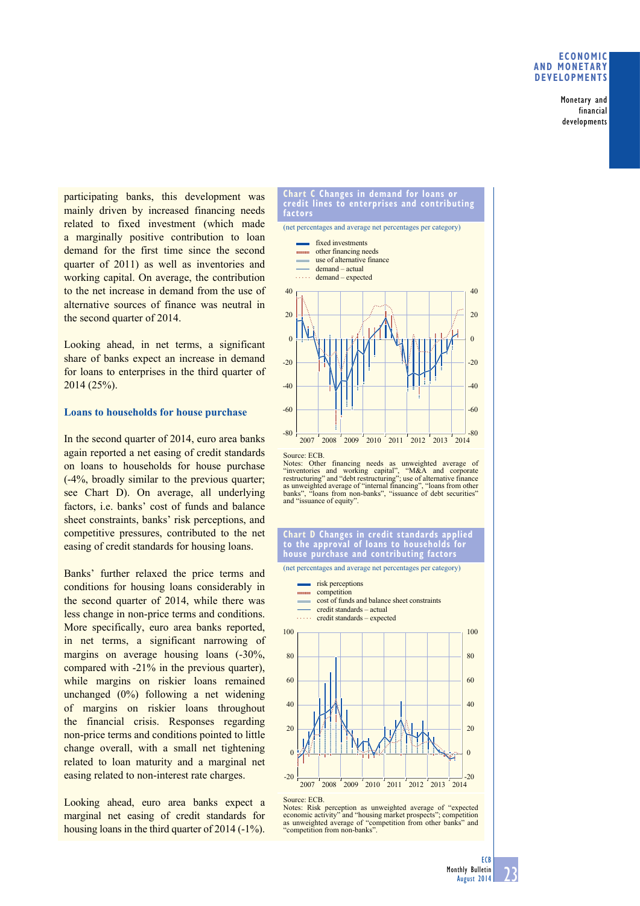participating banks, this development was mainly driven by increased financing needs related to fixed investment (which made a marginally positive contribution to loan demand for the first time since the second quarter of 2011) as well as inventories and working capital. On average, the contribution to the net increase in demand from the use of alternative sources of finance was neutral in the second quarter of 2014.

Looking ahead, in net terms, a significant share of banks expect an increase in demand for loans to enterprises in the third quarter of 2014 (25%).

### Loans to households for house purchase

In the second quarter of 2014, euro area banks again reported a net easing of credit standards on loans to households for house purchase (-4%, broadly similar to the previous quarter; see Chart D). On average, all underlying factors, i.e. banks' cost of funds and balance sheet constraints, banks' risk perceptions, and competitive pressures, contributed to the net easing of credit standards for housing loans.

Banks' further relaxed the price terms and conditions for housing loans considerably in the second quarter of 2014, while there was less change in non-price terms and conditions. More specifically, euro area banks reported, in net terms, a significant narrowing of margins on average housing loans (-30%, compared with -21% in the previous quarter), while margins on riskier loans remained unchanged (0%) following a net widening of margins on riskier loans throughout the financial crisis. Responses regarding non-price terms and conditions pointed to little change overall, with a small net tightening related to loan maturity and a marginal net easing related to non-interest rate charges.

Looking ahead, euro area banks expect a marginal net easing of credit standards for housing loans in the third quarter of 2014 (-1%).

**Chart C Changes in demand for loans or credit lines to enterprises and contributing factors**

(net percentages and average net percentages per category)

Legend: fixed investments; other financing needs; use of alternative finance; demand – actual; demand – expected

Source: ECB.
Notes: Other financing needs as unweighted average of "inventories and working capital", "M&A and corporate restructuring" and "debt restructuring"; use of alternative finance as unweighted average of "internal financing", "loans from other banks", "loans from non-banks", "issuance of debt securities" and "issuance of equity".

**Chart D Changes in credit standards applied to the approval of loans to households for house purchase and contributing factors**

(net percentages and average net percentages per category)

Legend: risk perceptions; competition; cost of funds and balance sheet constraints; credit standards – actual; credit standards – expected

Source: ECB.
Notes: Risk perception as unweighted average of "expected economic activity" and "housing market prospects"; competition as unweighted average of "competition from other banks" and "competition from non-banks".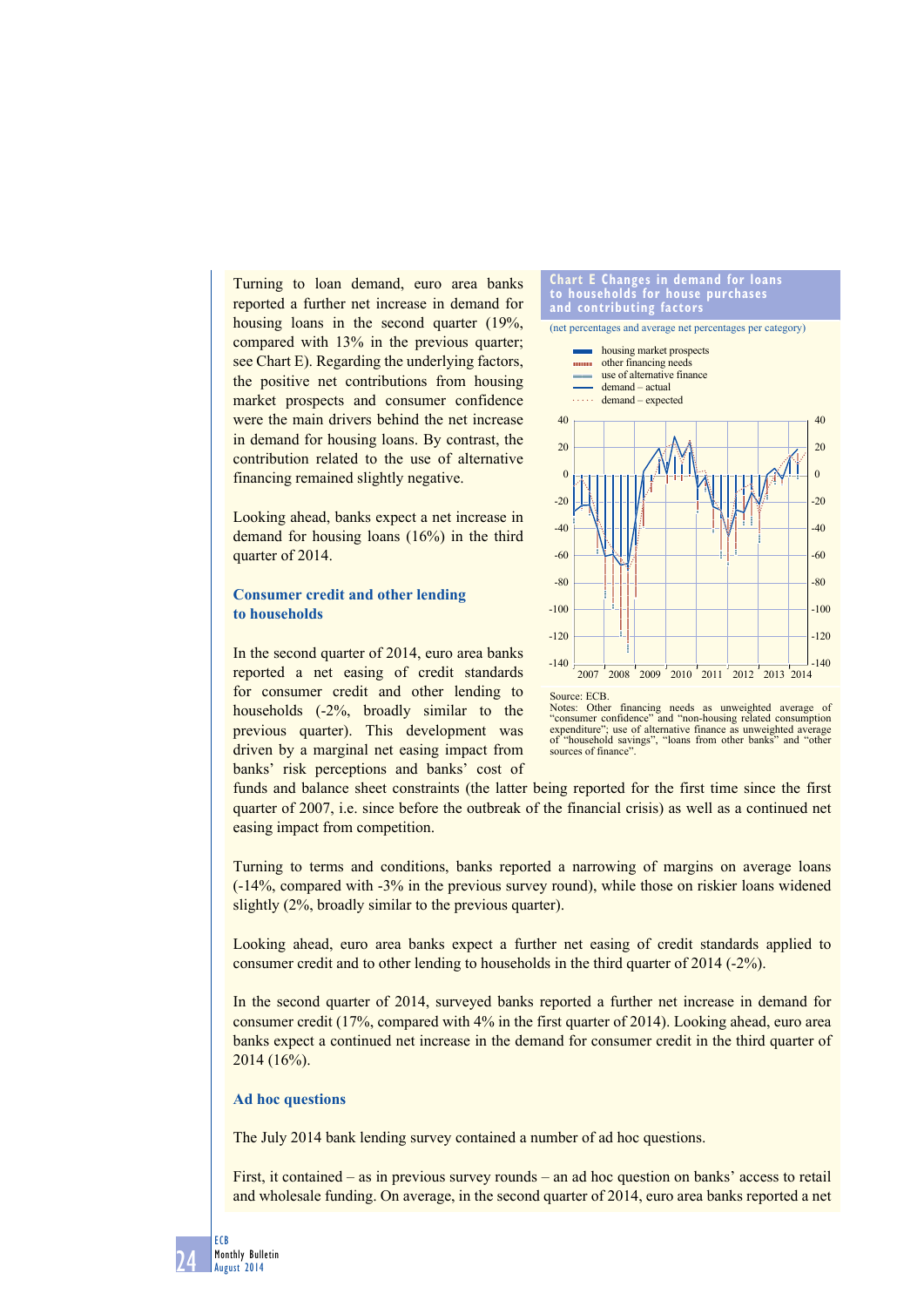Turning to loan demand, euro area banks reported a further net increase in demand for housing loans in the second quarter (19%, compared with 13% in the previous quarter; see Chart E). Regarding the underlying factors, the positive net contributions from housing market prospects and consumer confidence were the main drivers behind the net increase in demand for housing loans. By contrast, the contribution related to the use of alternative financing remained slightly negative.

Looking ahead, banks expect a net increase in demand for housing loans (16%) in the third quarter of 2014.

**Chart E Changes in demand for loans to households for house purchases and contributing factors**

(net percentages and average net percentages per category)

- housing market prospects
- other financing needs
- use of alternative finance
- demand – actual
- demand – expected

Source: ECB.
Notes: Other financing needs as unweighted average of "consumer confidence" and "non-housing related consumption expenditure"; use of alternative finance as unweighted average of "household savings", "loans from other banks" and "other sources of finance".

## Consumer credit and other lending to households

In the second quarter of 2014, euro area banks reported a net easing of credit standards for consumer credit and other lending to households (-2%, broadly similar to the previous quarter). This development was driven by a marginal net easing impact from banks' risk perceptions and banks' cost of funds and balance sheet constraints (the latter being reported for the first time since the first quarter of 2007, i.e. since before the outbreak of the financial crisis) as well as a continued net easing impact from competition.

Turning to terms and conditions, banks reported a narrowing of margins on average loans (-14%, compared with -3% in the previous survey round), while those on riskier loans widened slightly (2%, broadly similar to the previous quarter).

Looking ahead, euro area banks expect a further net easing of credit standards applied to consumer credit and to other lending to households in the third quarter of 2014 (-2%).

In the second quarter of 2014, surveyed banks reported a further net increase in demand for consumer credit (17%, compared with 4% in the first quarter of 2014). Looking ahead, euro area banks expect a continued net increase in the demand for consumer credit in the third quarter of 2014 (16%).

## Ad hoc questions

The July 2014 bank lending survey contained a number of ad hoc questions.

First, it contained – as in previous survey rounds – an ad hoc question on banks' access to retail and wholesale funding. On average, in the second quarter of 2014, euro area banks reported a net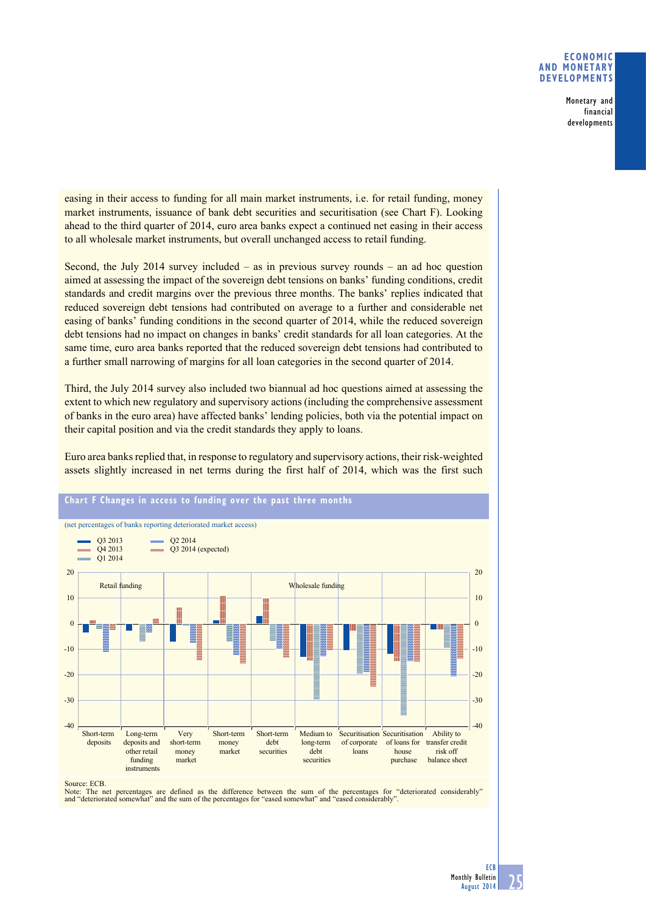easing in their access to funding for all main market instruments, i.e. for retail funding, money market instruments, issuance of bank debt securities and securitisation (see Chart F). Looking ahead to the third quarter of 2014, euro area banks expect a continued net easing in their access to all wholesale market instruments, but overall unchanged access to retail funding.

Second, the July 2014 survey included – as in previous survey rounds – an ad hoc question aimed at assessing the impact of the sovereign debt tensions on banks' funding conditions, credit standards and credit margins over the previous three months. The banks' replies indicated that reduced sovereign debt tensions had contributed on average to a further and considerable net easing of banks' funding conditions in the second quarter of 2014, while the reduced sovereign debt tensions had no impact on changes in banks' credit standards for all loan categories. At the same time, euro area banks reported that the reduced sovereign debt tensions had contributed to a further small narrowing of margins for all loan categories in the second quarter of 2014.

Third, the July 2014 survey also included two biannual ad hoc questions aimed at assessing the extent to which new regulatory and supervisory actions (including the comprehensive assessment of banks in the euro area) have affected banks' lending policies, both via the potential impact on their capital position and via the credit standards they apply to loans.

Euro area banks replied that, in response to regulatory and supervisory actions, their risk-weighted assets slightly increased in net terms during the first half of 2014, which was the first such

**Chart F Changes in access to funding over the past three months**

(net percentages of banks reporting deteriorated market access)

Legend: Q3 2013; Q4 2013; Q1 2014; Q2 2014; Q3 2014 (expected)

Retail funding: Short-term deposits; Long-term deposits and other retail funding instruments

Wholesale funding: Very short-term money market; Short-term money market; Short-term debt securities; Medium to long-term debt securities; Securitisation of corporate loans; Securitisation of loans for house purchase; Ability to transfer credit risk off balance sheet

Source: ECB.
Note: The net percentages are defined as the difference between the sum of the percentages for "deteriorated considerably" and "deteriorated somewhat" and the sum of the percentages for "eased somewhat" and "eased considerably".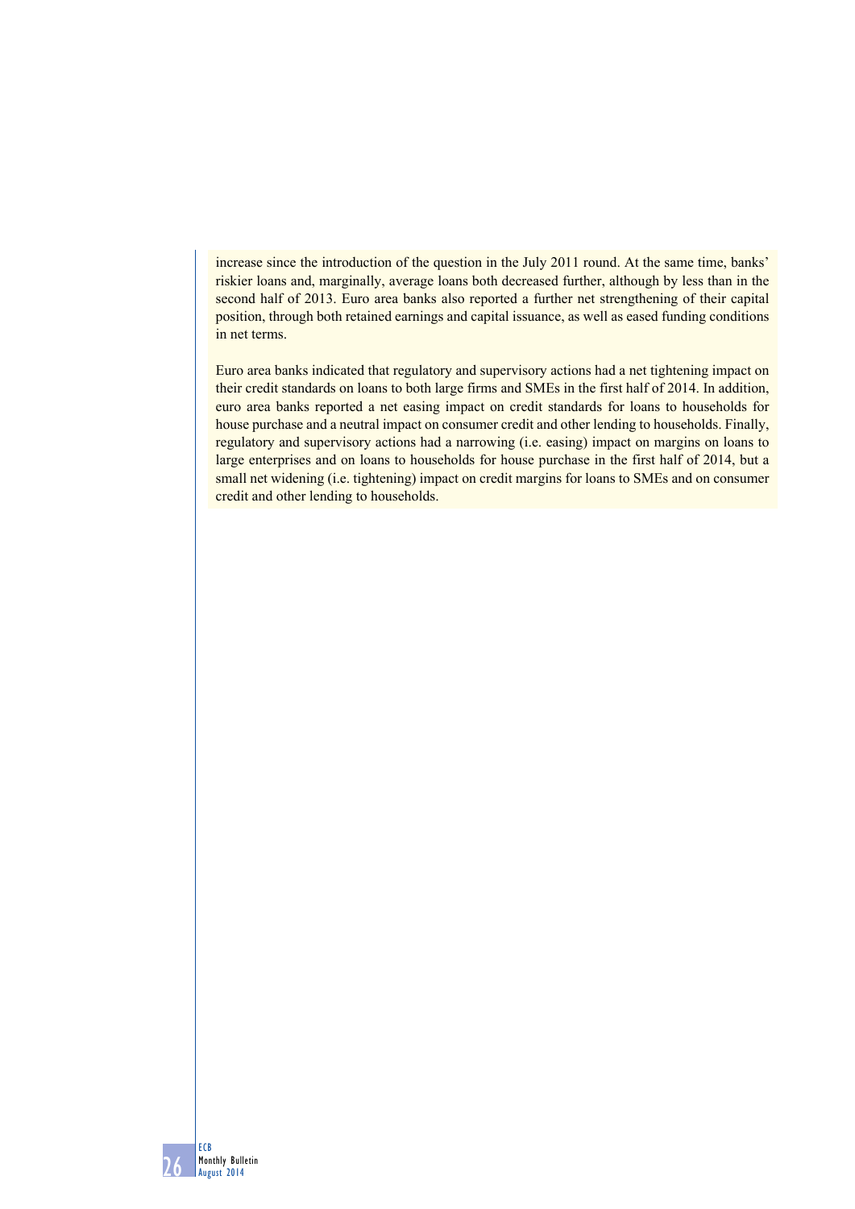increase since the introduction of the question in the July 2011 round. At the same time, banks' riskier loans and, marginally, average loans both decreased further, although by less than in the second half of 2013. Euro area banks also reported a further net strengthening of their capital position, through both retained earnings and capital issuance, as well as eased funding conditions in net terms.

Euro area banks indicated that regulatory and supervisory actions had a net tightening impact on their credit standards on loans to both large firms and SMEs in the first half of 2014. In addition, euro area banks reported a net easing impact on credit standards for loans to households for house purchase and a neutral impact on consumer credit and other lending to households. Finally, regulatory and supervisory actions had a narrowing (i.e. easing) impact on margins on loans to large enterprises and on loans to households for house purchase in the first half of 2014, but a small net widening (i.e. tightening) impact on credit margins for loans to SMEs and on consumer credit and other lending to households.